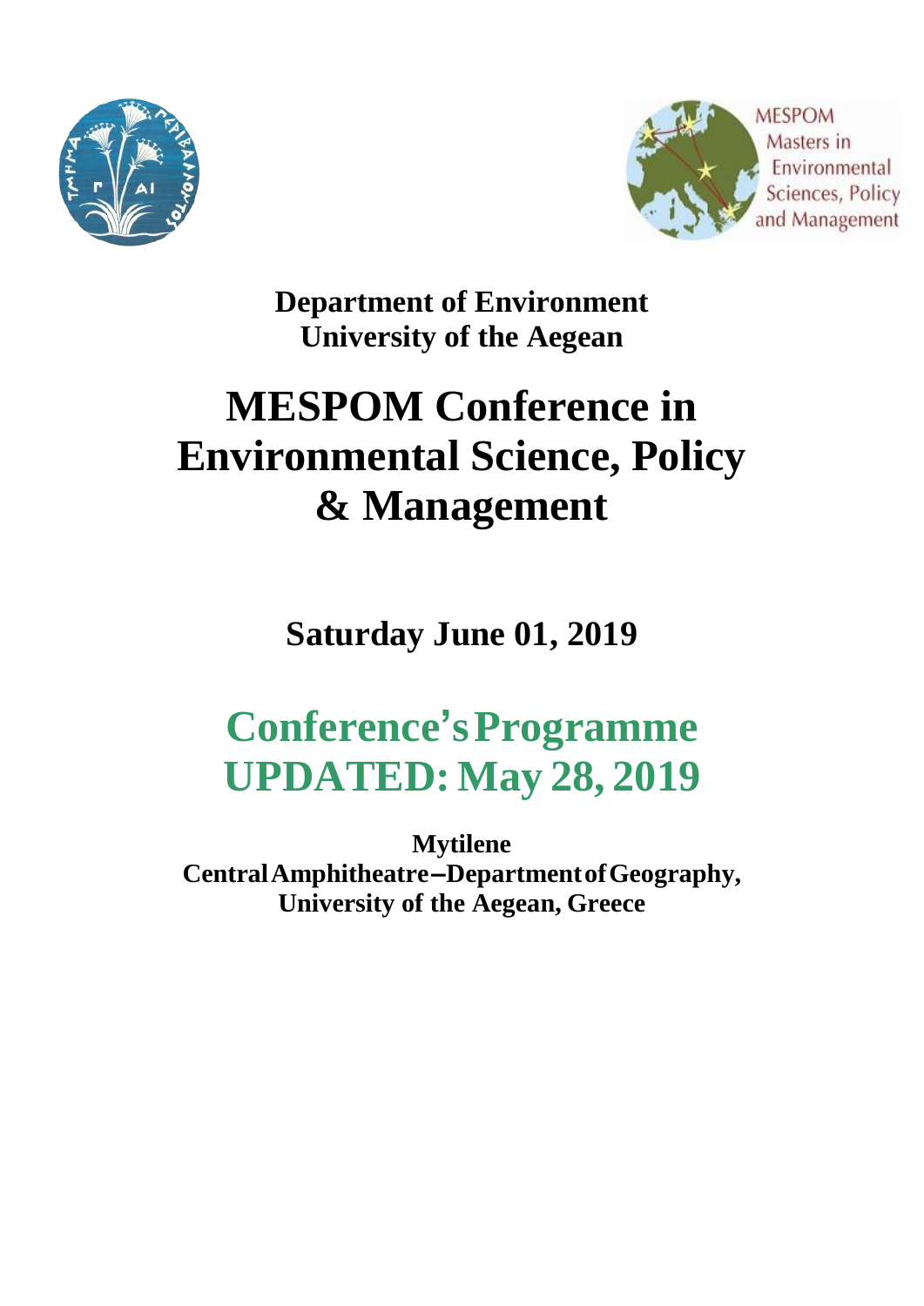**Department of Environment**
**University of the Aegean**

# MESPOM Conference in Environmental Science, Policy & Management

## Saturday June 01, 2019

## Conference's Programme
## UPDATED: May 28, 2019

**Mytilene**
**Central Amphitheatre – Department of Geography,**
**University of the Aegean, Greece**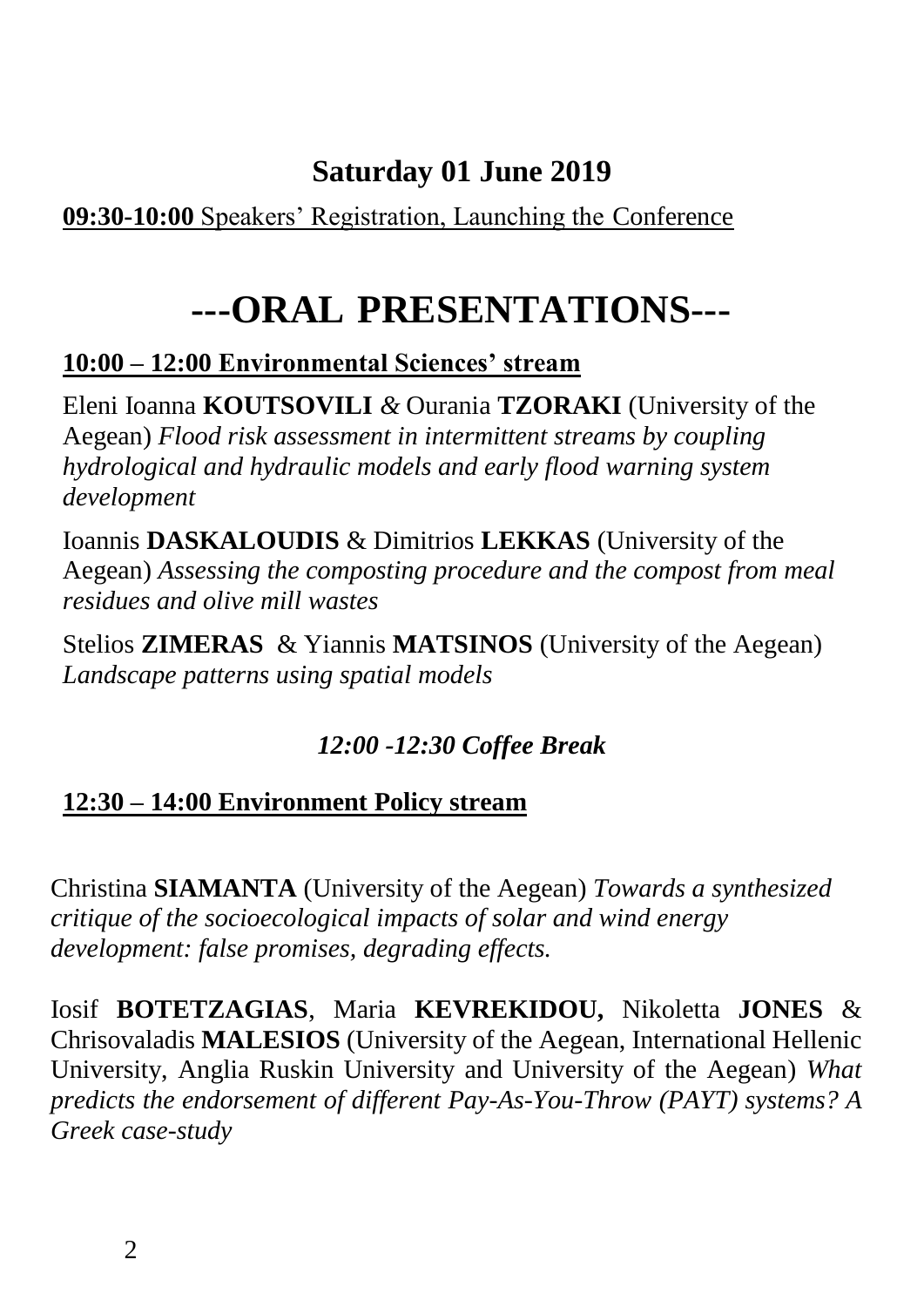## Saturday 01 June 2019

**09:30-10:00** Speakers' Registration, Launching the Conference

# ---ORAL PRESENTATIONS---

**10:00 – 12:00 Environmental Sciences' stream**

Eleni Ioanna **KOUTSOVILI** *&* Ourania **TZORAKI** (University of the Aegean) *Flood risk assessment in intermittent streams by coupling hydrological and hydraulic models and early flood warning system development*

Ioannis **DASKALOUDIS** & Dimitrios **LEKKAS** (University of the Aegean) *Assessing the composting procedure and the compost from meal residues and olive mill wastes*

Stelios **ZIMERAS** & Yiannis **MATSINOS** (University of the Aegean) *Landscape patterns using spatial models*

*12:00 -12:30 Coffee Break*

**12:30 – 14:00 Environment Policy stream**

Christina **SIAMANTA** (University of the Aegean) *Towards a synthesized critique of the socioecological impacts of solar and wind energy development: false promises, degrading effects.*

Iosif **BOTETZAGIAS**, Maria **KEVREKIDOU,** Nikoletta **JONES** & Chrisovaladis **MALESIOS** (University of the Aegean, International Hellenic University, Anglia Ruskin University and University of the Aegean) *What predicts the endorsement of different Pay-As-You-Throw (PAYT) systems? A Greek case-study*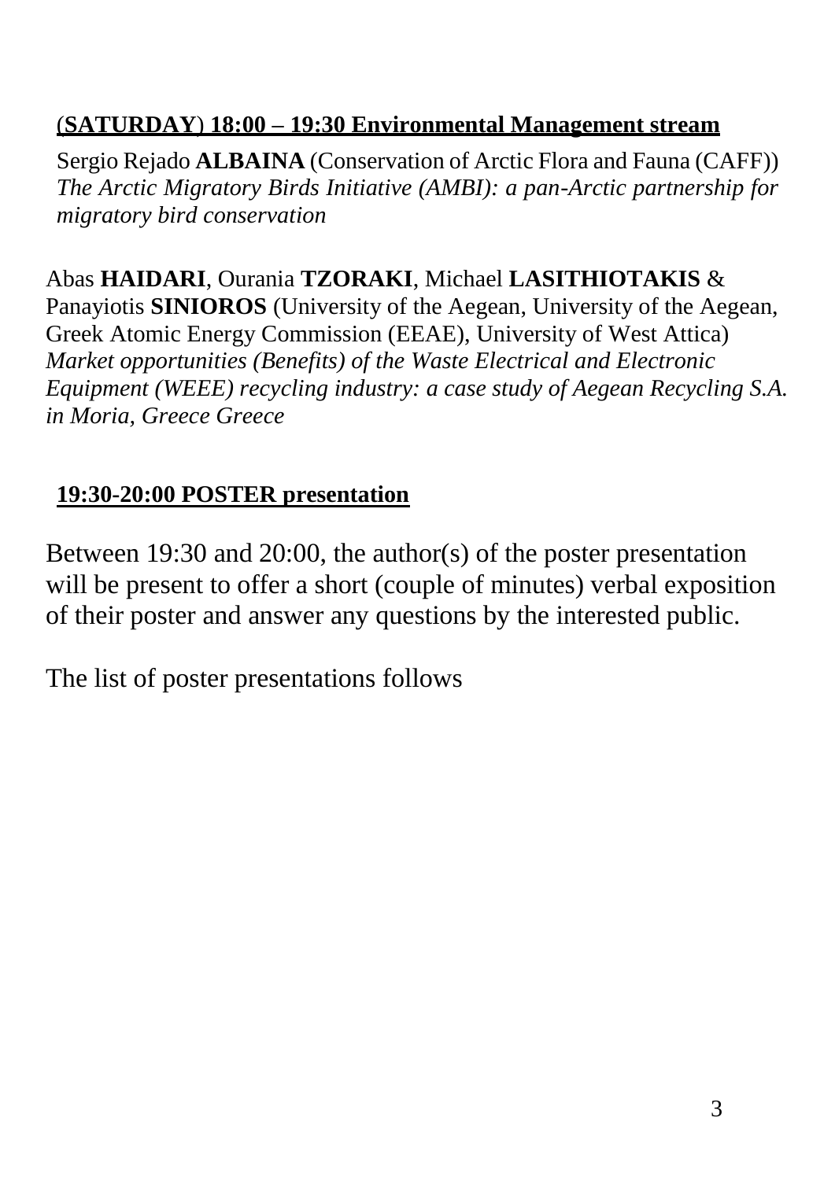## (SATURDAY) 18:00 – 19:30 Environmental Management stream

Sergio Rejado **ALBAINA** (Conservation of Arctic Flora and Fauna (CAFF))
*The Arctic Migratory Birds Initiative (AMBI): a pan-Arctic partnership for migratory bird conservation*

Abas **HAIDARI**, Ourania **TZORAKI**, Michael **LASITHIOTAKIS** & Panayiotis **SINIOROS** (University of the Aegean, University of the Aegean, Greek Atomic Energy Commission (EEAE), University of West Attica)
*Market opportunities (Benefits) of the Waste Electrical and Electronic Equipment (WEEE) recycling industry: a case study of Aegean Recycling S.A. in Moria, Greece Greece*

## 19:30-20:00 POSTER presentation

Between 19:30 and 20:00, the author(s) of the poster presentation will be present to offer a short (couple of minutes) verbal exposition of their poster and answer any questions by the interested public.

The list of poster presentations follows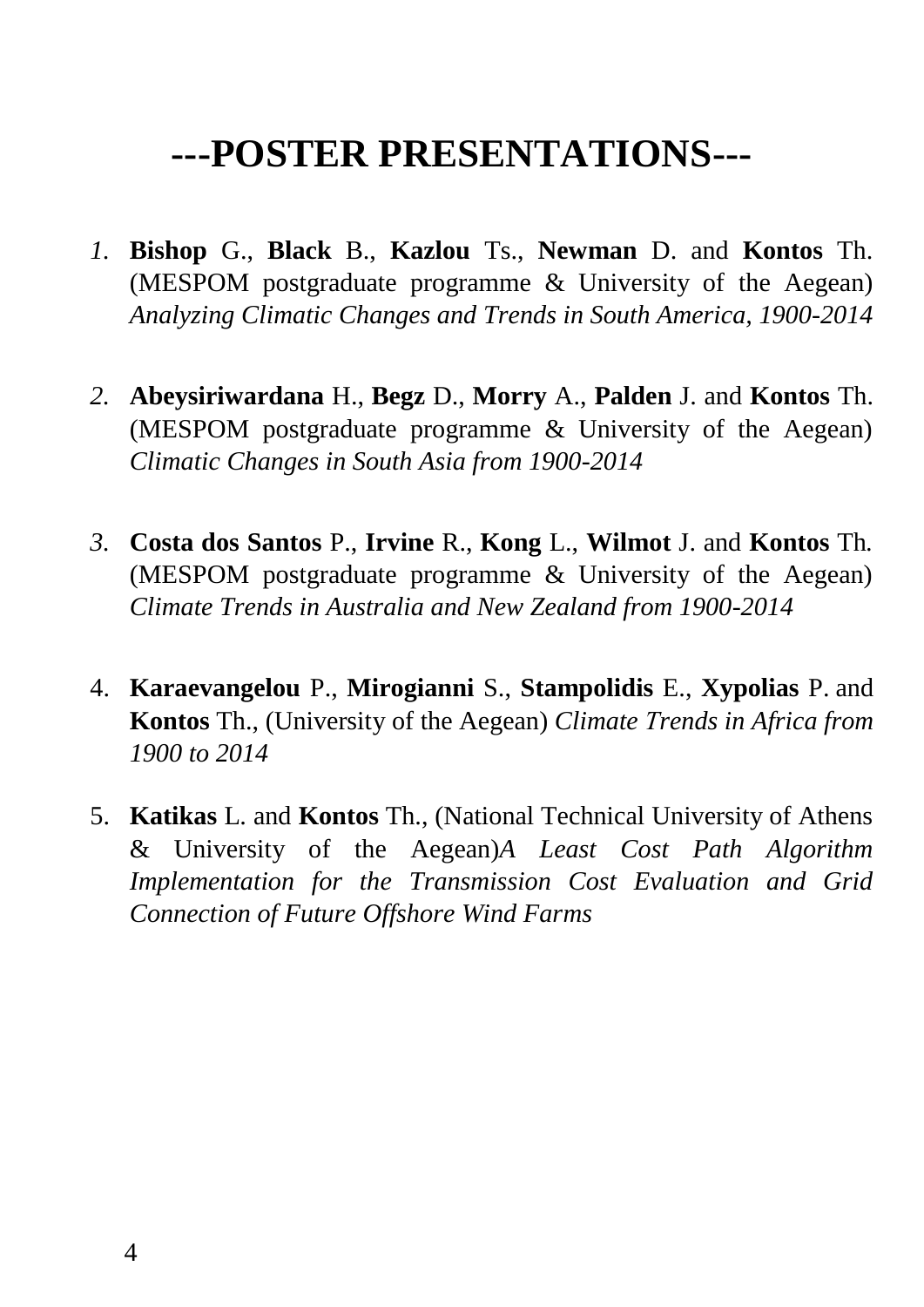# ---POSTER PRESENTATIONS---

1. **Bishop** G., **Black** B., **Kazlou** Ts., **Newman** D. and **Kontos** Th. (MESPOM postgraduate programme & University of the Aegean) *Analyzing Climatic Changes and Trends in South America, 1900-2014*

2. **Abeysiriwardana** H., **Begz** D., **Morry** A., **Palden** J. and **Kontos** Th. (MESPOM postgraduate programme & University of the Aegean) *Climatic Changes in South Asia from 1900-2014*

3. **Costa dos Santos** P., **Irvine** R., **Kong** L., **Wilmot** J. and **Kontos** Th. (MESPOM postgraduate programme & University of the Aegean) *Climate Trends in Australia and New Zealand from 1900-2014*

4. **Karaevangelou** P., **Mirogianni** S., **Stampolidis** E., **Xypolias** P. and **Kontos** Th., (University of the Aegean) *Climate Trends in Africa from 1900 to 2014*

5. **Katikas** L. and **Kontos** Th., (National Technical University of Athens & University of the Aegean)*A Least Cost Path Algorithm Implementation for the Transmission Cost Evaluation and Grid Connection of Future Offshore Wind Farms*